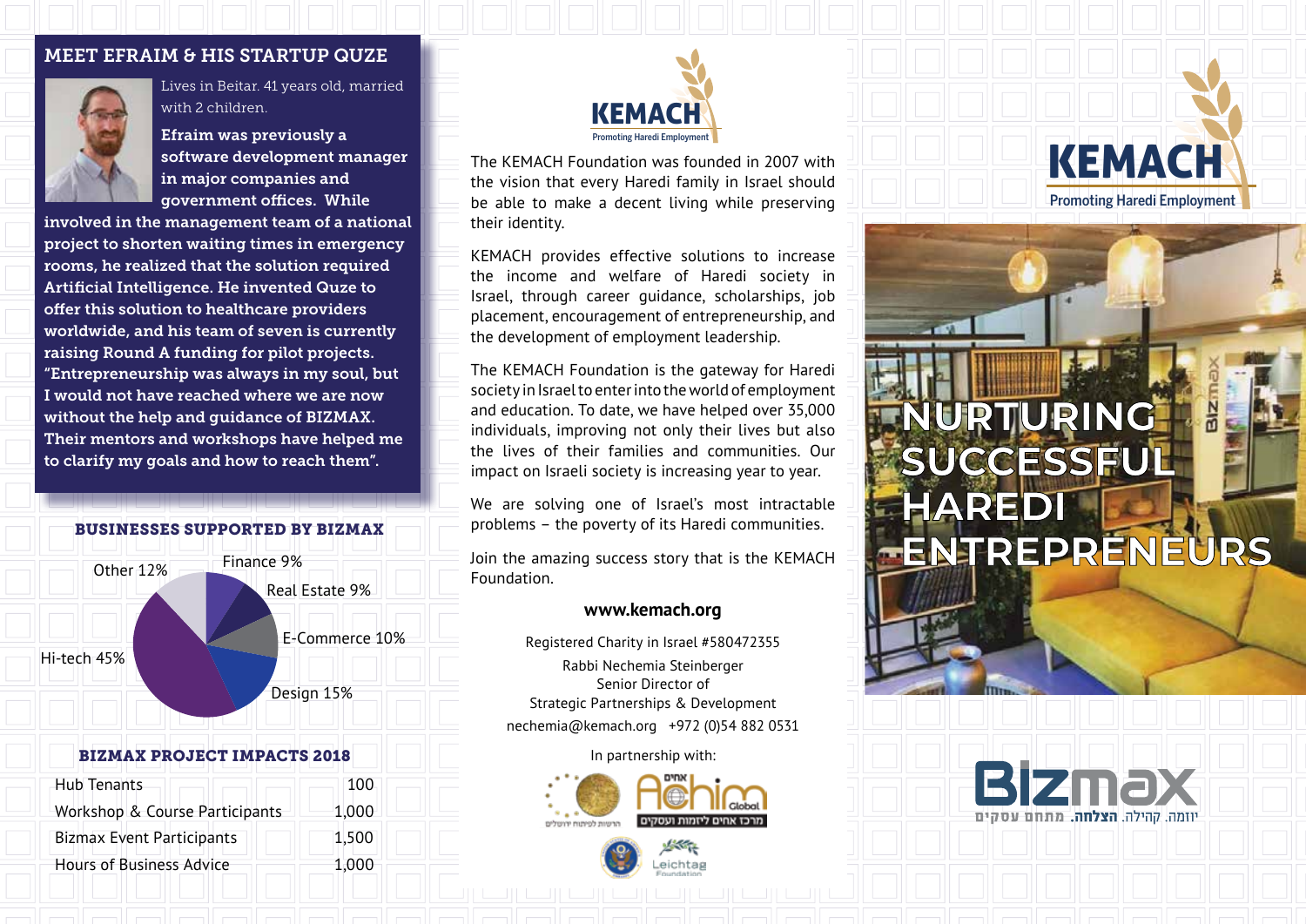## MEET EFRAIM & HIS STARTUP QUZE

Lives in Beitar. 41 years old, married with 2 children.

**Efraim was previously a software development manager in major companies and government offices. While involved in the management team of a national project to shorten waiting times in emergency rooms, he realized that the solution required Artificial Intelligence. He invented Quze to offer this solution to healthcare providers worldwide, and his team of seven is currently raising Round A funding for pilot projects. "Entrepreneurship was always in my soul, but I would not have reached where we are now without the help and guidance of BIZMAX. Their mentors and workshops have helped me to clarify my goals and how to reach them".**

### BUSINESSES SUPPORTED BY BIZMAX

| Sector | Share |
|---|---|
| Hi-tech | 45% |
| Design | 15% |
| E-Commerce | 10% |
| Real Estate | 9% |
| Finance | 9% |
| Other | 12% |

### BIZMAX PROJECT IMPACTS 2018

| | |
|---|---|
| Hub Tenants | 100 |
| Workshop & Course Participants | 1,000 |
| Bizmax Event Participants | 1,500 |
| Hours of Business Advice | 1,000 |

**KEMACH**
Promoting Haredi Employment

The KEMACH Foundation was founded in 2007 with the vision that every Haredi family in Israel should be able to make a decent living while preserving their identity.

KEMACH provides effective solutions to increase the income and welfare of Haredi society in Israel, through career guidance, scholarships, job placement, encouragement of entrepreneurship, and the development of employment leadership.

The KEMACH Foundation is the gateway for Haredi society in Israel to enter into the world of employment and education. To date, we have helped over 35,000 individuals, improving not only their lives but also the lives of their families and communities. Our impact on Israeli society is increasing year to year.

We are solving one of Israel's most intractable problems – the poverty of its Haredi communities.

Join the amazing success story that is the KEMACH Foundation.

**www.kemach.org**

Registered Charity in Israel #580472355

Rabbi Nechemia Steinberger
Senior Director of
Strategic Partnerships & Development
nechemia@kemach.org +972 (0)54 882 0531

In partnership with:

הרשות לפיתוח ירושלים
אחים Achim Global – מרכז אחים ליזמות ועסקים
Leichtag Foundation

**KEMACH**
Promoting Haredi Employment

# NURTURING SUCCESSFUL HAREDI ENTREPRENEURS

**Bizmax**
יוזמה. קהילה. **הצלחה.** מתחם עסקים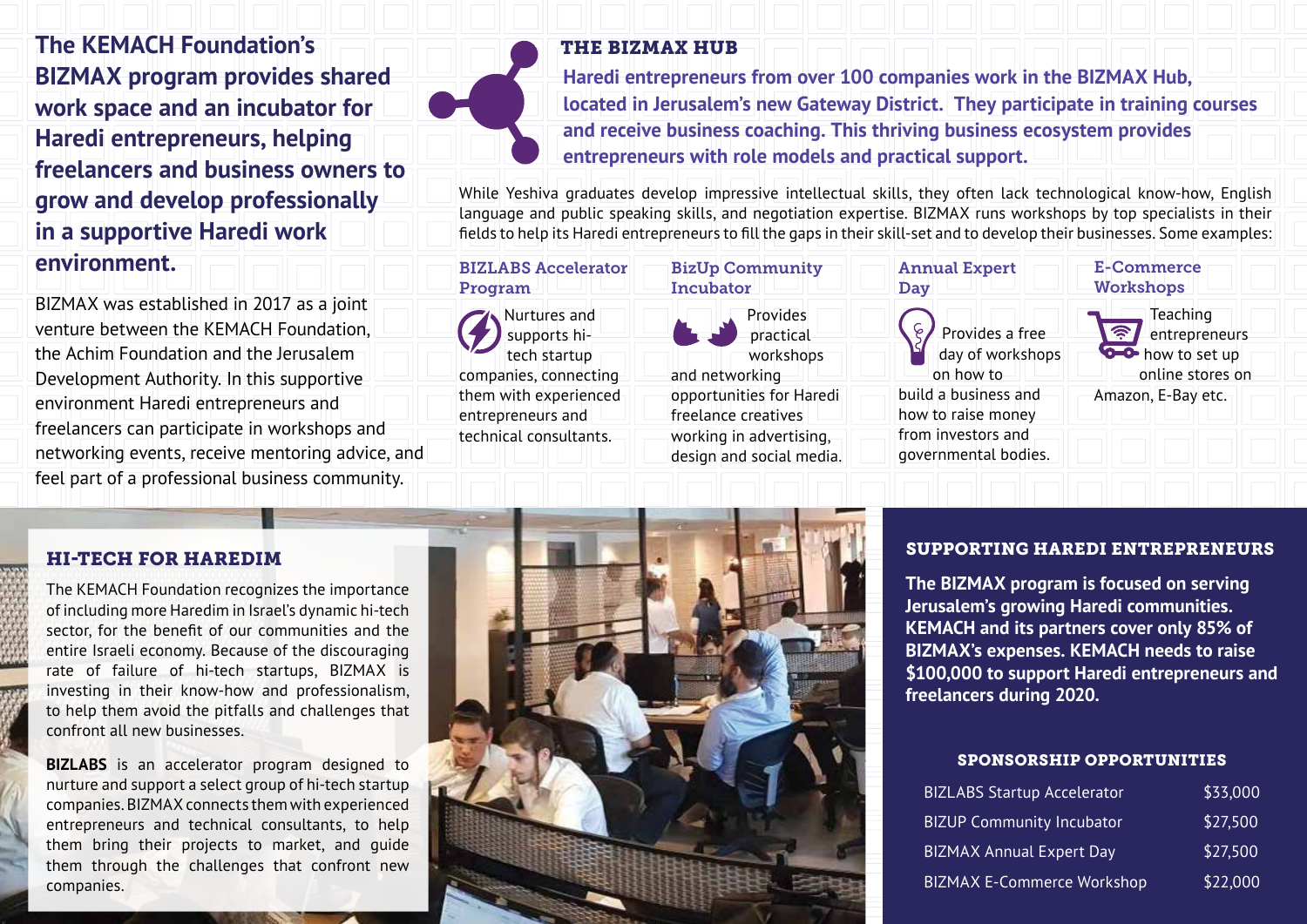## The KEMACH Foundation's BIZMAX program provides shared work space and an incubator for Haredi entrepreneurs, helping freelancers and business owners to grow and develop professionally in a supportive Haredi work environment.

BIZMAX was established in 2017 as a joint venture between the KEMACH Foundation, the Achim Foundation and the Jerusalem Development Authority. In this supportive environment Haredi entrepreneurs and freelancers can participate in workshops and networking events, receive mentoring advice, and feel part of a professional business community.

### THE BIZMAX HUB

**Haredi entrepreneurs from over 100 companies work in the BIZMAX Hub, located in Jerusalem's new Gateway District. They participate in training courses and receive business coaching. This thriving business ecosystem provides entrepreneurs with role models and practical support.**

While Yeshiva graduates develop impressive intellectual skills, they often lack technological know-how, English language and public speaking skills, and negotiation expertise. BIZMAX runs workshops by top specialists in their fields to help its Haredi entrepreneurs to fill the gaps in their skill-set and to develop their businesses. Some examples:

#### BIZLABS Accelerator Program

Nurtures and supports hi-tech startup companies, connecting them with experienced entrepreneurs and technical consultants.

#### BizUp Community Incubator

Provides practical workshops and networking opportunities for Haredi freelance creatives working in advertising, design and social media.

#### Annual Expert Day

Provides a free day of workshops on how to build a business and how to raise money from investors and governmental bodies.

#### E-Commerce Workshops

Teaching entrepreneurs how to set up online stores on Amazon, E-Bay etc.

### HI-TECH FOR HAREDIM

The KEMACH Foundation recognizes the importance of including more Haredim in Israel's dynamic hi-tech sector, for the benefit of our communities and the entire Israeli economy. Because of the discouraging rate of failure of hi-tech startups, BIZMAX is investing in their know-how and professionalism, to help them avoid the pitfalls and challenges that confront all new businesses.

**BIZLABS** is an accelerator program designed to nurture and support a select group of hi-tech startup companies. BIZMAX connects them with experienced entrepreneurs and technical consultants, to help them bring their projects to market, and guide them through the challenges that confront new companies.

### SUPPORTING HAREDI ENTREPRENEURS

**The BIZMAX program is focused on serving Jerusalem's growing Haredi communities. KEMACH and its partners cover only 85% of BIZMAX's expenses. KEMACH needs to raise $100,000 to support Haredi entrepreneurs and freelancers during 2020.**

#### SPONSORSHIP OPPORTUNITIES

| | |
|---|---|
| BIZLABS Startup Accelerator | $33,000 |
| BIZUP Community Incubator | $27,500 |
| BIZMAX Annual Expert Day | $27,500 |
| BIZMAX E-Commerce Workshop | $22,000 |